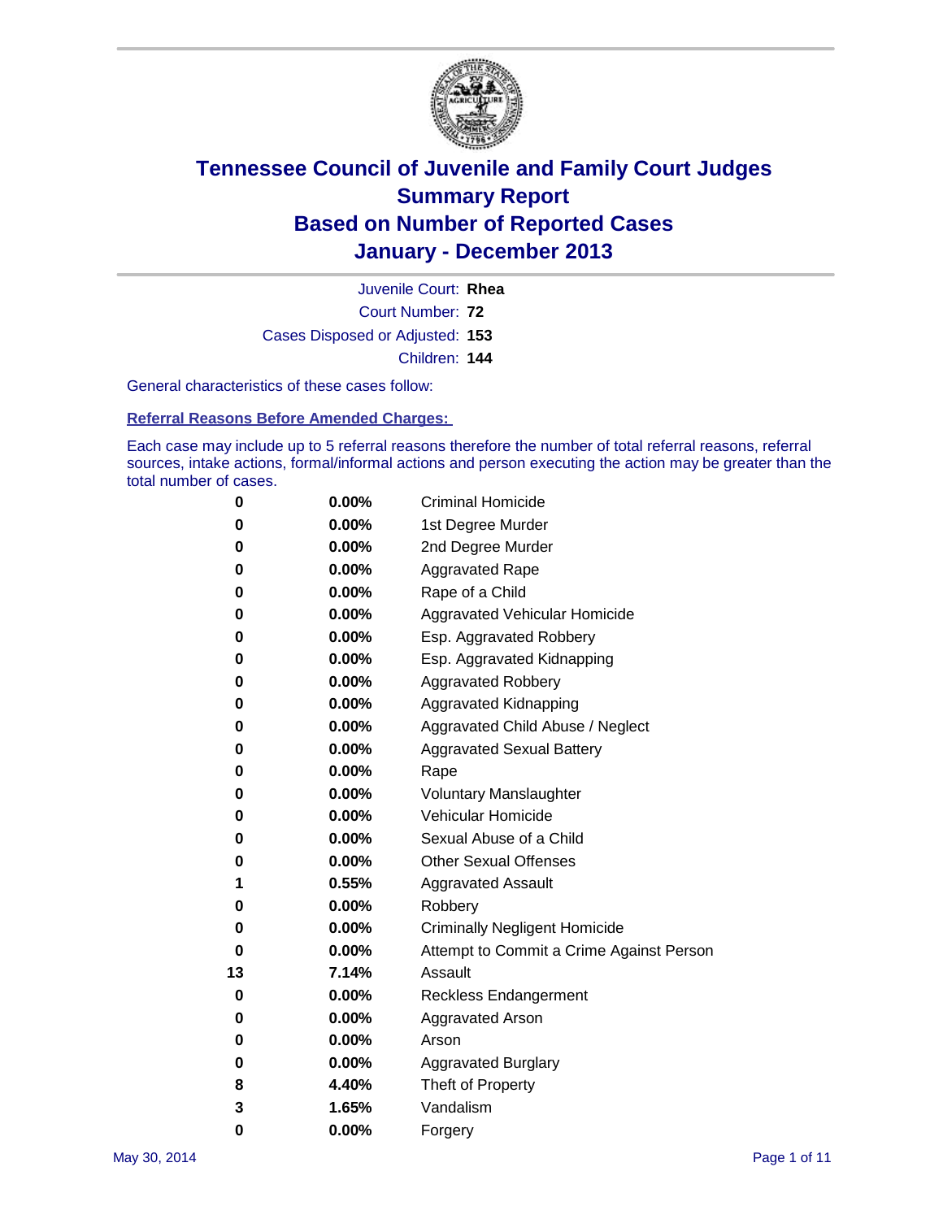# Tennessee Council of Juvenile and Family Court Judges
# Summary Report
# Based on Number of Reported Cases
# January - December 2013

Juvenile Court: **Rhea**

Court Number: **72**

Cases Disposed or Adjusted: **153**

Children: **144**

General characteristics of these cases follow:

## Referral Reasons Before Amended Charges:

Each case may include up to 5 referral reasons therefore the number of total referral reasons, referral sources, intake actions, formal/informal actions and person executing the action may be greater than the total number of cases.

| | | |
|---|---|---|
| 0 | 0.00% | Criminal Homicide |
| 0 | 0.00% | 1st Degree Murder |
| 0 | 0.00% | 2nd Degree Murder |
| 0 | 0.00% | Aggravated Rape |
| 0 | 0.00% | Rape of a Child |
| 0 | 0.00% | Aggravated Vehicular Homicide |
| 0 | 0.00% | Esp. Aggravated Robbery |
| 0 | 0.00% | Esp. Aggravated Kidnapping |
| 0 | 0.00% | Aggravated Robbery |
| 0 | 0.00% | Aggravated Kidnapping |
| 0 | 0.00% | Aggravated Child Abuse / Neglect |
| 0 | 0.00% | Aggravated Sexual Battery |
| 0 | 0.00% | Rape |
| 0 | 0.00% | Voluntary Manslaughter |
| 0 | 0.00% | Vehicular Homicide |
| 0 | 0.00% | Sexual Abuse of a Child |
| 0 | 0.00% | Other Sexual Offenses |
| 1 | 0.55% | Aggravated Assault |
| 0 | 0.00% | Robbery |
| 0 | 0.00% | Criminally Negligent Homicide |
| 0 | 0.00% | Attempt to Commit a Crime Against Person |
| 13 | 7.14% | Assault |
| 0 | 0.00% | Reckless Endangerment |
| 0 | 0.00% | Aggravated Arson |
| 0 | 0.00% | Arson |
| 0 | 0.00% | Aggravated Burglary |
| 8 | 4.40% | Theft of Property |
| 3 | 1.65% | Vandalism |
| 0 | 0.00% | Forgery |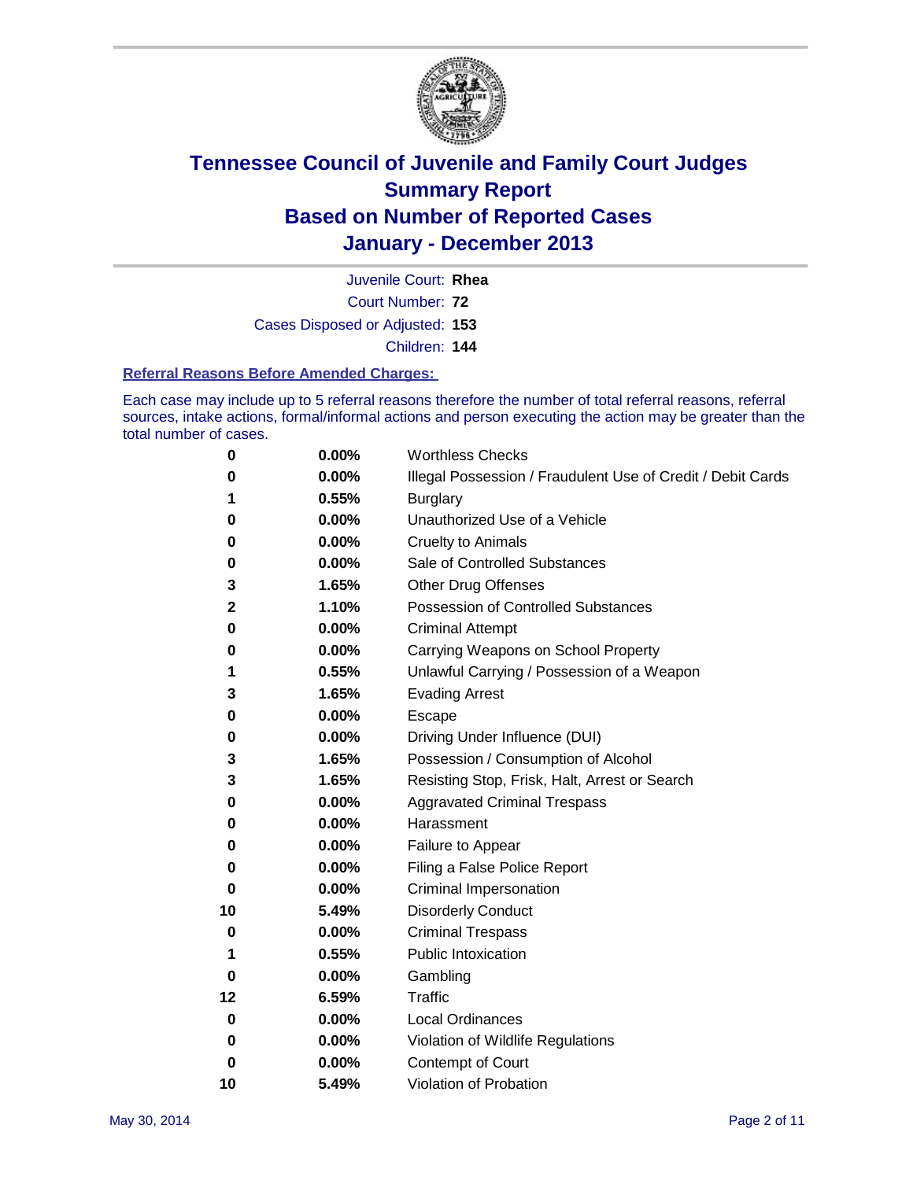# Tennessee Council of Juvenile and Family Court Judges
# Summary Report
# Based on Number of Reported Cases
# January - December 2013

Juvenile Court: **Rhea**
Court Number: **72**
Cases Disposed or Adjusted: **153**
Children: **144**

### Referral Reasons Before Amended Charges:

Each case may include up to 5 referral reasons therefore the number of total referral reasons, referral sources, intake actions, formal/informal actions and person executing the action may be greater than the total number of cases.

| | | |
|---|---|---|
| 0 | 0.00% | Worthless Checks |
| 0 | 0.00% | Illegal Possession / Fraudulent Use of Credit / Debit Cards |
| 1 | 0.55% | Burglary |
| 0 | 0.00% | Unauthorized Use of a Vehicle |
| 0 | 0.00% | Cruelty to Animals |
| 0 | 0.00% | Sale of Controlled Substances |
| 3 | 1.65% | Other Drug Offenses |
| 2 | 1.10% | Possession of Controlled Substances |
| 0 | 0.00% | Criminal Attempt |
| 0 | 0.00% | Carrying Weapons on School Property |
| 1 | 0.55% | Unlawful Carrying / Possession of a Weapon |
| 3 | 1.65% | Evading Arrest |
| 0 | 0.00% | Escape |
| 0 | 0.00% | Driving Under Influence (DUI) |
| 3 | 1.65% | Possession / Consumption of Alcohol |
| 3 | 1.65% | Resisting Stop, Frisk, Halt, Arrest or Search |
| 0 | 0.00% | Aggravated Criminal Trespass |
| 0 | 0.00% | Harassment |
| 0 | 0.00% | Failure to Appear |
| 0 | 0.00% | Filing a False Police Report |
| 0 | 0.00% | Criminal Impersonation |
| 10 | 5.49% | Disorderly Conduct |
| 0 | 0.00% | Criminal Trespass |
| 1 | 0.55% | Public Intoxication |
| 0 | 0.00% | Gambling |
| 12 | 6.59% | Traffic |
| 0 | 0.00% | Local Ordinances |
| 0 | 0.00% | Violation of Wildlife Regulations |
| 0 | 0.00% | Contempt of Court |
| 10 | 5.49% | Violation of Probation |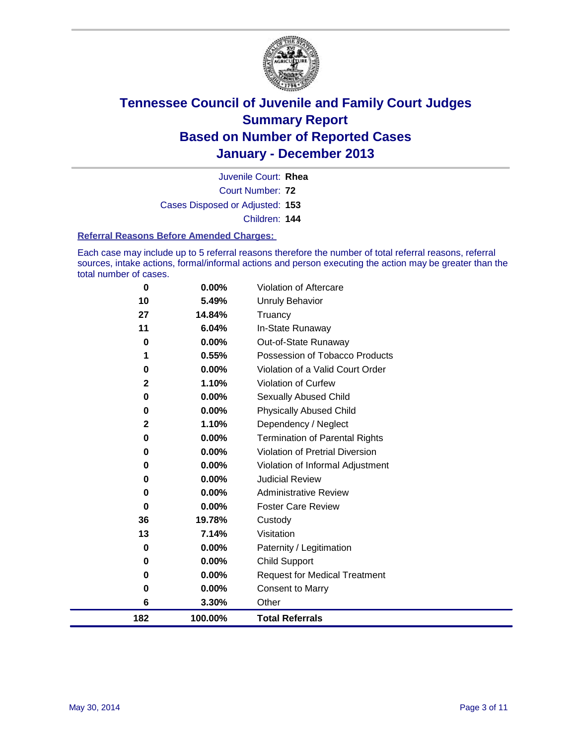# Tennessee Council of Juvenile and Family Court Judges
## Summary Report
## Based on Number of Reported Cases
## January - December 2013

Juvenile Court: **Rhea**

Court Number: **72**

Cases Disposed or Adjusted: **153**

Children: **144**

### Referral Reasons Before Amended Charges:

Each case may include up to 5 referral reasons therefore the number of total referral reasons, referral sources, intake actions, formal/informal actions and person executing the action may be greater than the total number of cases.

| | | |
|---|---|---|
| 0 | 0.00% | Violation of Aftercare |
| 10 | 5.49% | Unruly Behavior |
| 27 | 14.84% | Truancy |
| 11 | 6.04% | In-State Runaway |
| 0 | 0.00% | Out-of-State Runaway |
| 1 | 0.55% | Possession of Tobacco Products |
| 0 | 0.00% | Violation of a Valid Court Order |
| 2 | 1.10% | Violation of Curfew |
| 0 | 0.00% | Sexually Abused Child |
| 0 | 0.00% | Physically Abused Child |
| 2 | 1.10% | Dependency / Neglect |
| 0 | 0.00% | Termination of Parental Rights |
| 0 | 0.00% | Violation of Pretrial Diversion |
| 0 | 0.00% | Violation of Informal Adjustment |
| 0 | 0.00% | Judicial Review |
| 0 | 0.00% | Administrative Review |
| 0 | 0.00% | Foster Care Review |
| 36 | 19.78% | Custody |
| 13 | 7.14% | Visitation |
| 0 | 0.00% | Paternity / Legitimation |
| 0 | 0.00% | Child Support |
| 0 | 0.00% | Request for Medical Treatment |
| 0 | 0.00% | Consent to Marry |
| 6 | 3.30% | Other |
| **182** | **100.00%** | **Total Referrals** |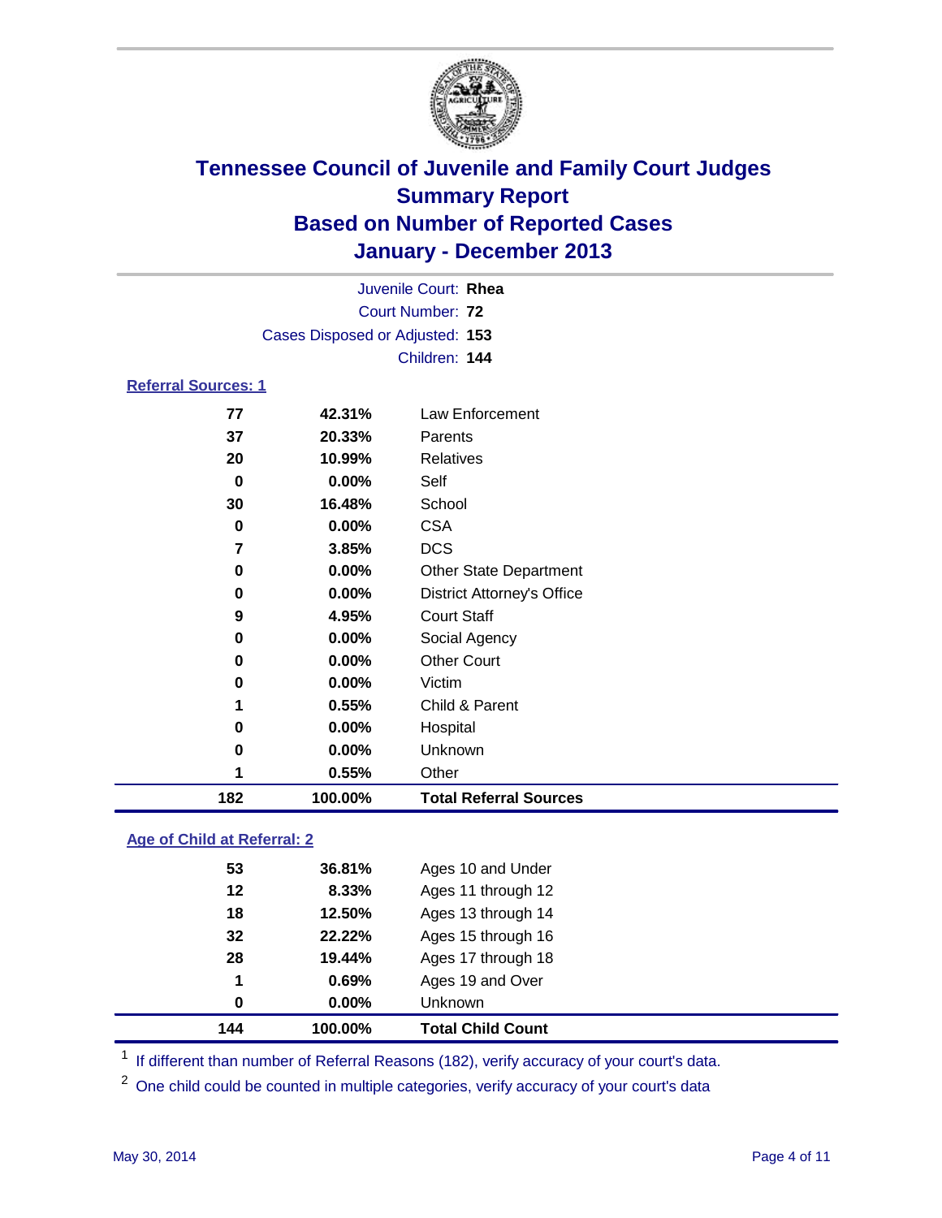# Tennessee Council of Juvenile and Family Court Judges
## Summary Report
## Based on Number of Reported Cases
## January - December 2013

Juvenile Court: **Rhea**

Court Number: **72**

Cases Disposed or Adjusted: **153**

Children: **144**

### Referral Sources: 1

| | | |
|---|---|---|
| 77 | 42.31% | Law Enforcement |
| 37 | 20.33% | Parents |
| 20 | 10.99% | Relatives |
| 0 | 0.00% | Self |
| 30 | 16.48% | School |
| 0 | 0.00% | CSA |
| 7 | 3.85% | DCS |
| 0 | 0.00% | Other State Department |
| 0 | 0.00% | District Attorney's Office |
| 9 | 4.95% | Court Staff |
| 0 | 0.00% | Social Agency |
| 0 | 0.00% | Other Court |
| 0 | 0.00% | Victim |
| 1 | 0.55% | Child & Parent |
| 0 | 0.00% | Hospital |
| 0 | 0.00% | Unknown |
| 1 | 0.55% | Other |
| **182** | **100.00%** | **Total Referral Sources** |

### Age of Child at Referral: 2

| | | |
|---|---|---|
| 53 | 36.81% | Ages 10 and Under |
| 12 | 8.33% | Ages 11 through 12 |
| 18 | 12.50% | Ages 13 through 14 |
| 32 | 22.22% | Ages 15 through 16 |
| 28 | 19.44% | Ages 17 through 18 |
| 1 | 0.69% | Ages 19 and Over |
| 0 | 0.00% | Unknown |
| **144** | **100.00%** | **Total Child Count** |

[1] If different than number of Referral Reasons (182), verify accuracy of your court's data.

[2] One child could be counted in multiple categories, verify accuracy of your court's data

May 30, 2014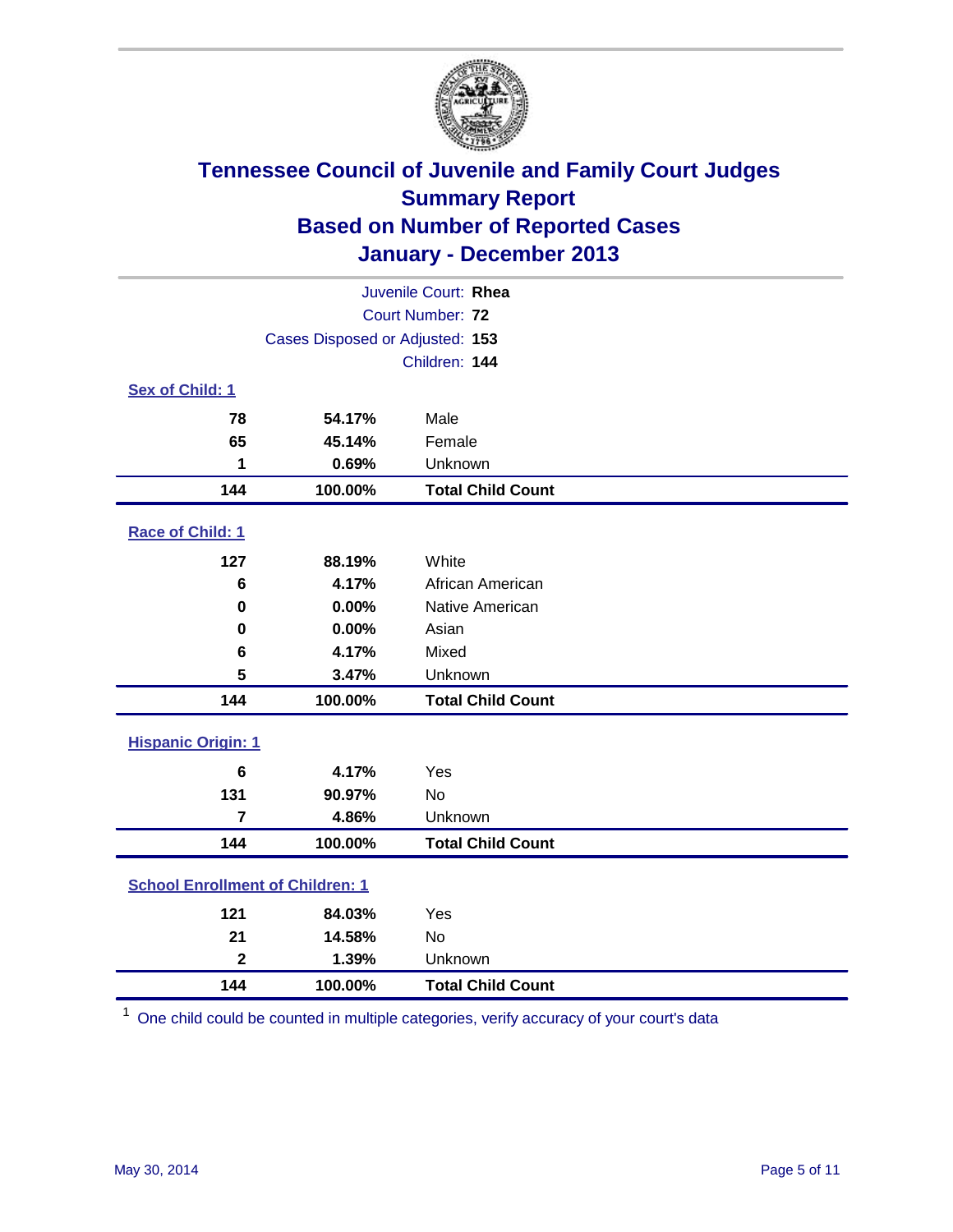# Tennessee Council of Juvenile and Family Court Judges
## Summary Report
## Based on Number of Reported Cases
## January - December 2013

Juvenile Court: **Rhea**
Court Number: **72**
Cases Disposed or Adjusted: **153**
Children: **144**

### Sex of Child: 1

| | | |
|---|---|---|
| 78 | 54.17% | Male |
| 65 | 45.14% | Female |
| 1 | 0.69% | Unknown |
| **144** | **100.00%** | **Total Child Count** |

### Race of Child: 1

| | | |
|---|---|---|
| 127 | 88.19% | White |
| 6 | 4.17% | African American |
| 0 | 0.00% | Native American |
| 0 | 0.00% | Asian |
| 6 | 4.17% | Mixed |
| 5 | 3.47% | Unknown |
| **144** | **100.00%** | **Total Child Count** |

### Hispanic Origin: 1

| | | |
|---|---|---|
| 6 | 4.17% | Yes |
| 131 | 90.97% | No |
| 7 | 4.86% | Unknown |
| **144** | **100.00%** | **Total Child Count** |

### School Enrollment of Children: 1

| | | |
|---|---|---|
| 121 | 84.03% | Yes |
| 21 | 14.58% | No |
| 2 | 1.39% | Unknown |
| **144** | **100.00%** | **Total Child Count** |

[1] One child could be counted in multiple categories, verify accuracy of your court's data

May 30, 2014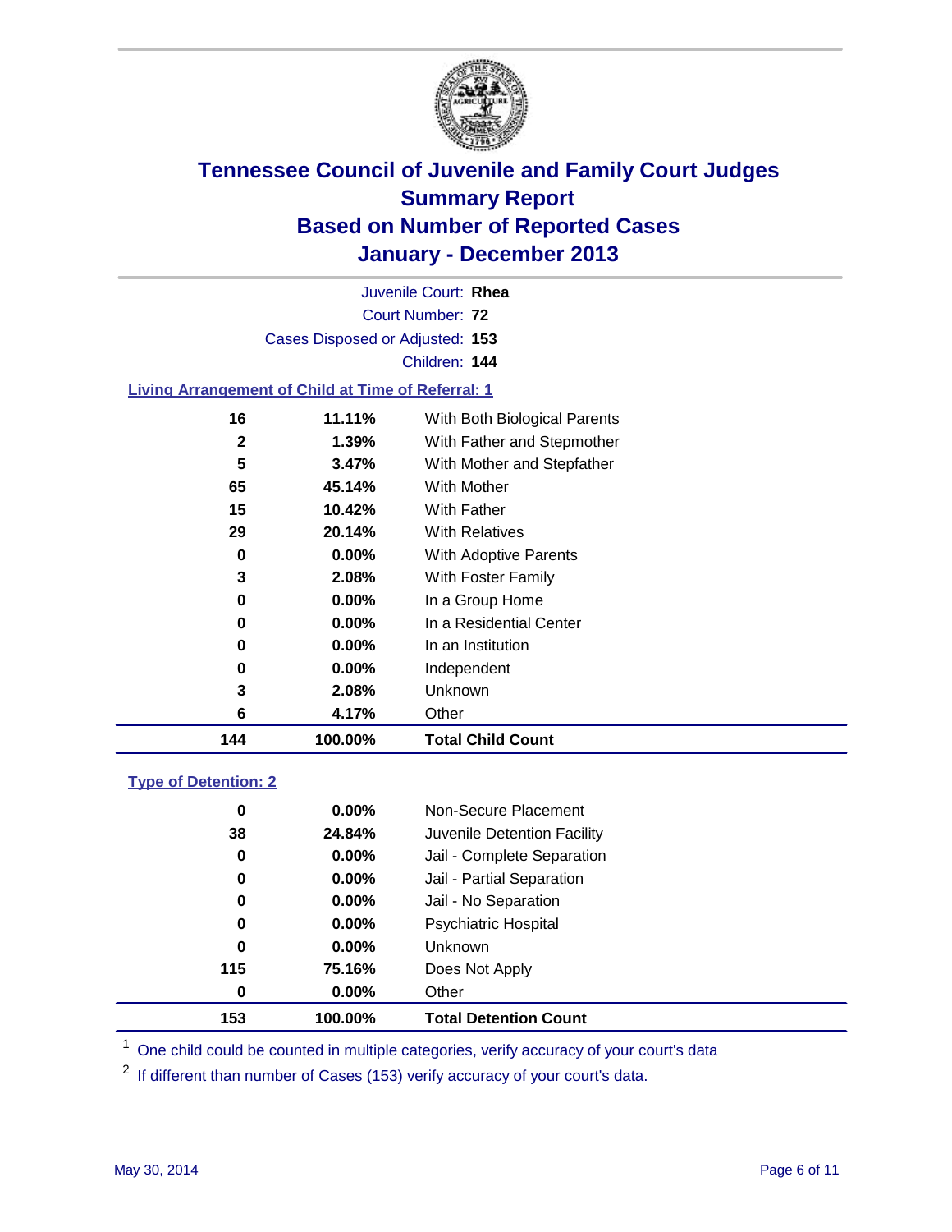# Tennessee Council of Juvenile and Family Court Judges
## Summary Report
## Based on Number of Reported Cases
## January - December 2013

Juvenile Court: **Rhea**

Court Number: **72**

Cases Disposed or Adjusted: **153**

Children: **144**

### Living Arrangement of Child at Time of Referral: 1

| Count | Percent | Category |
|---|---|---|
| 16 | 11.11% | With Both Biological Parents |
| 2 | 1.39% | With Father and Stepmother |
| 5 | 3.47% | With Mother and Stepfather |
| 65 | 45.14% | With Mother |
| 15 | 10.42% | With Father |
| 29 | 20.14% | With Relatives |
| 0 | 0.00% | With Adoptive Parents |
| 3 | 2.08% | With Foster Family |
| 0 | 0.00% | In a Group Home |
| 0 | 0.00% | In a Residential Center |
| 0 | 0.00% | In an Institution |
| 0 | 0.00% | Independent |
| 3 | 2.08% | Unknown |
| 6 | 4.17% | Other |
| **144** | **100.00%** | **Total Child Count** |

### Type of Detention: 2

| Count | Percent | Category |
|---|---|---|
| 0 | 0.00% | Non-Secure Placement |
| 38 | 24.84% | Juvenile Detention Facility |
| 0 | 0.00% | Jail - Complete Separation |
| 0 | 0.00% | Jail - Partial Separation |
| 0 | 0.00% | Jail - No Separation |
| 0 | 0.00% | Psychiatric Hospital |
| 0 | 0.00% | Unknown |
| 115 | 75.16% | Does Not Apply |
| 0 | 0.00% | Other |
| **153** | **100.00%** | **Total Detention Count** |

[1] One child could be counted in multiple categories, verify accuracy of your court's data

[2] If different than number of Cases (153) verify accuracy of your court's data.

May 30, 2014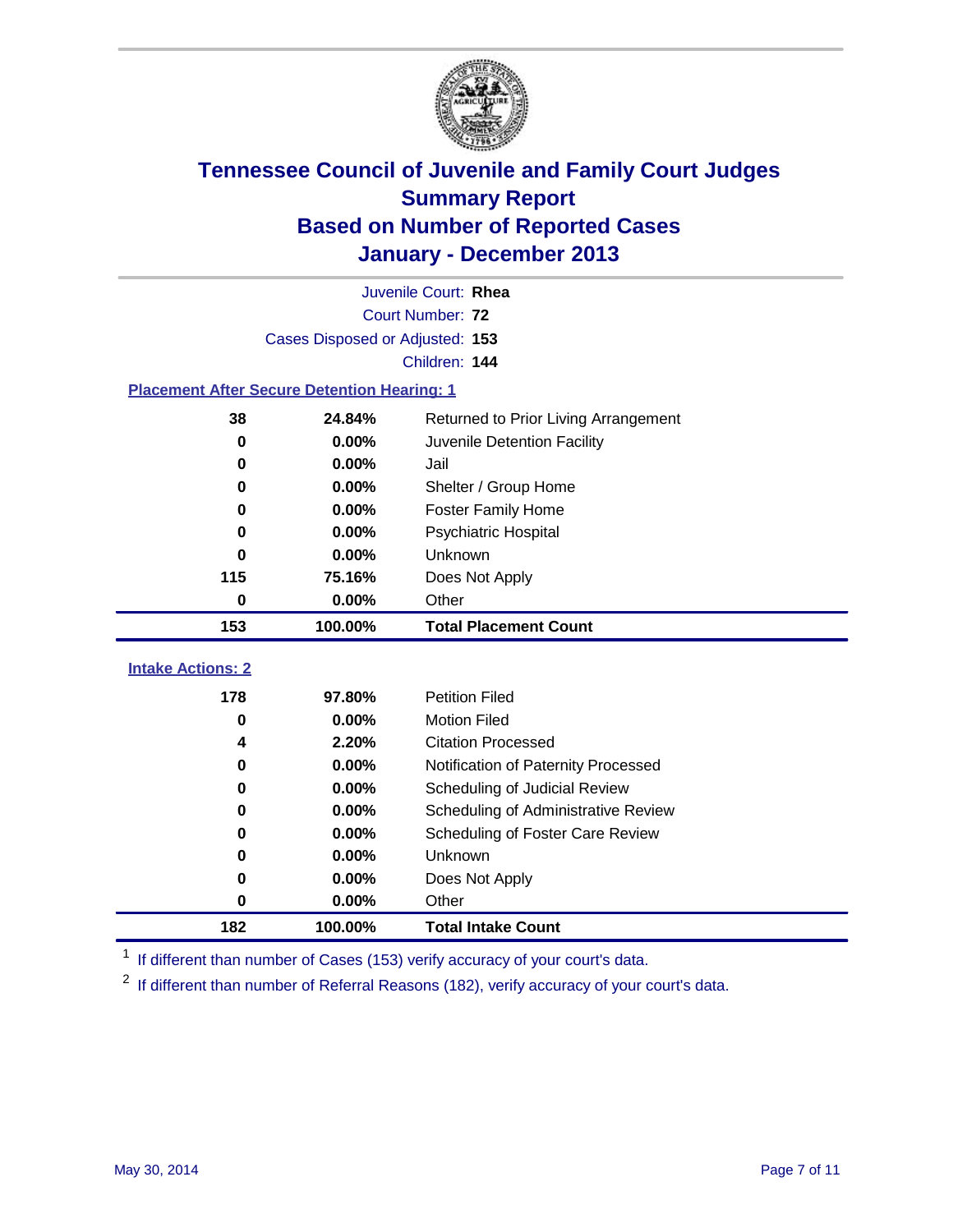# Tennessee Council of Juvenile and Family Court Judges
## Summary Report
## Based on Number of Reported Cases
## January - December 2013

Juvenile Court: **Rhea**
Court Number: **72**
Cases Disposed or Adjusted: **153**
Children: **144**

### Placement After Secure Detention Hearing: 1

| Count | Percent | Placement |
|---|---|---|
| 38 | 24.84% | Returned to Prior Living Arrangement |
| 0 | 0.00% | Juvenile Detention Facility |
| 0 | 0.00% | Jail |
| 0 | 0.00% | Shelter / Group Home |
| 0 | 0.00% | Foster Family Home |
| 0 | 0.00% | Psychiatric Hospital |
| 0 | 0.00% | Unknown |
| 115 | 75.16% | Does Not Apply |
| 0 | 0.00% | Other |
| **153** | **100.00%** | **Total Placement Count** |

### Intake Actions: 2

| Count | Percent | Intake Action |
|---|---|---|
| 178 | 97.80% | Petition Filed |
| 0 | 0.00% | Motion Filed |
| 4 | 2.20% | Citation Processed |
| 0 | 0.00% | Notification of Paternity Processed |
| 0 | 0.00% | Scheduling of Judicial Review |
| 0 | 0.00% | Scheduling of Administrative Review |
| 0 | 0.00% | Scheduling of Foster Care Review |
| 0 | 0.00% | Unknown |
| 0 | 0.00% | Does Not Apply |
| 0 | 0.00% | Other |
| **182** | **100.00%** | **Total Intake Count** |

[1] If different than number of Cases (153) verify accuracy of your court's data.

[2] If different than number of Referral Reasons (182), verify accuracy of your court's data.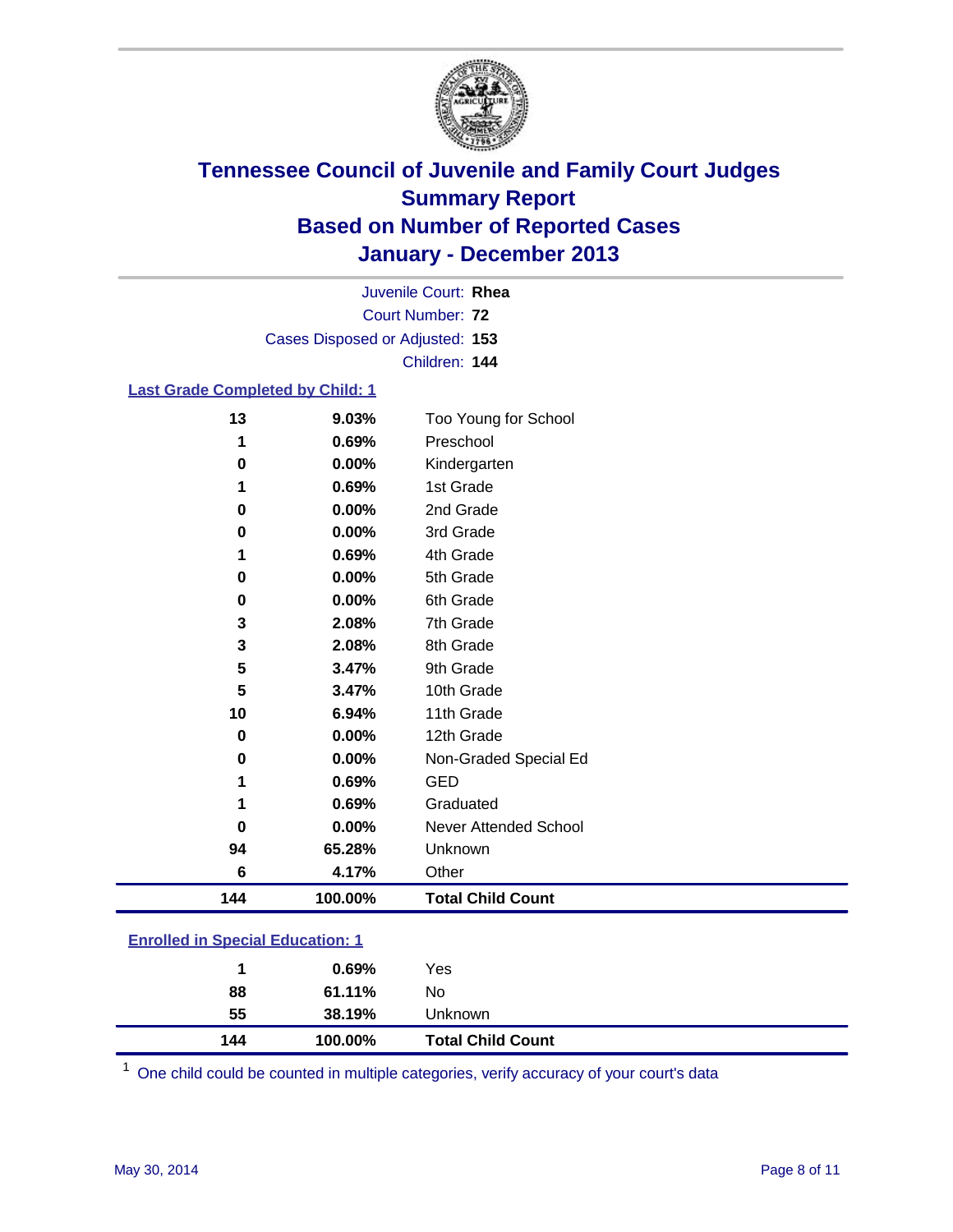# Tennessee Council of Juvenile and Family Court Judges
## Summary Report
## Based on Number of Reported Cases
## January - December 2013

Juvenile Court: **Rhea**
Court Number: **72**
Cases Disposed or Adjusted: **153**
Children: **144**

### Last Grade Completed by Child: 1

| Count | Percent | Category |
|---|---|---|
| 13 | 9.03% | Too Young for School |
| 1 | 0.69% | Preschool |
| 0 | 0.00% | Kindergarten |
| 1 | 0.69% | 1st Grade |
| 0 | 0.00% | 2nd Grade |
| 0 | 0.00% | 3rd Grade |
| 1 | 0.69% | 4th Grade |
| 0 | 0.00% | 5th Grade |
| 0 | 0.00% | 6th Grade |
| 3 | 2.08% | 7th Grade |
| 3 | 2.08% | 8th Grade |
| 5 | 3.47% | 9th Grade |
| 5 | 3.47% | 10th Grade |
| 10 | 6.94% | 11th Grade |
| 0 | 0.00% | 12th Grade |
| 0 | 0.00% | Non-Graded Special Ed |
| 1 | 0.69% | GED |
| 1 | 0.69% | Graduated |
| 0 | 0.00% | Never Attended School |
| 94 | 65.28% | Unknown |
| 6 | 4.17% | Other |
| **144** | **100.00%** | **Total Child Count** |

### Enrolled in Special Education: 1

| Count | Percent | Category |
|---|---|---|
| 1 | 0.69% | Yes |
| 88 | 61.11% | No |
| 55 | 38.19% | Unknown |
| **144** | **100.00%** | **Total Child Count** |

[1] One child could be counted in multiple categories, verify accuracy of your court's data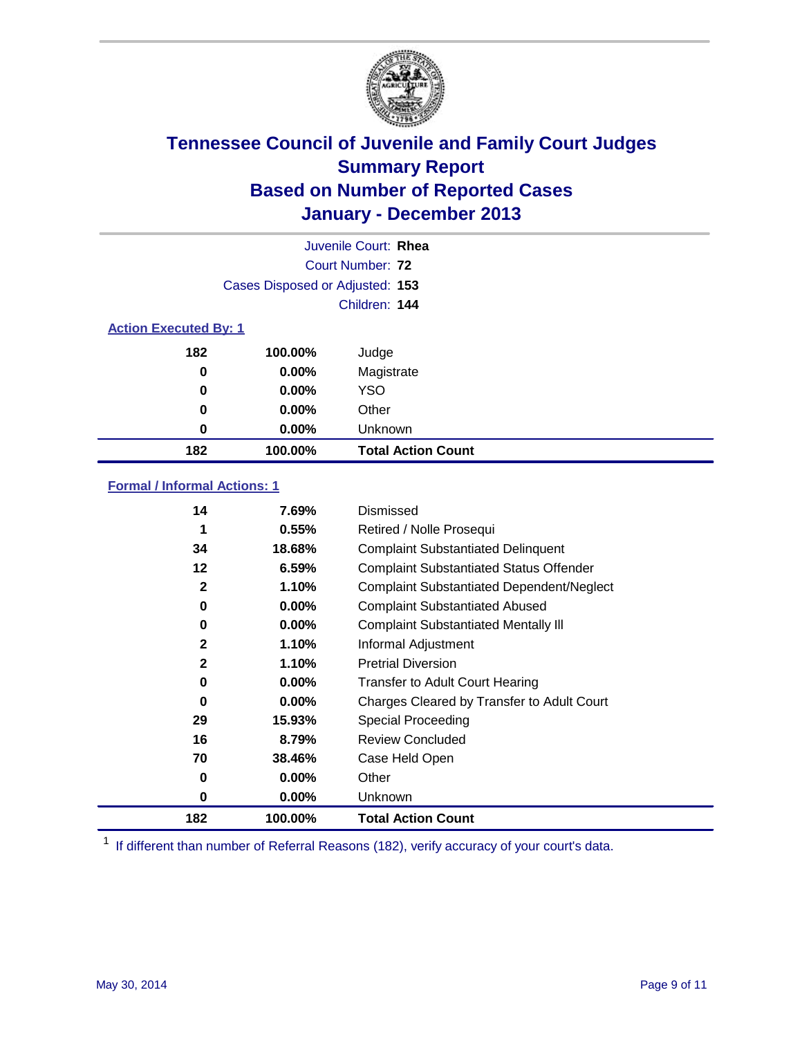# Tennessee Council of Juvenile and Family Court Judges
## Summary Report
## Based on Number of Reported Cases
## January - December 2013

Juvenile Court: **Rhea**
Court Number: **72**
Cases Disposed or Adjusted: **153**
Children: **144**

### Action Executed By: 1

| | | |
|---|---|---|
| 182 | 100.00% | Judge |
| 0 | 0.00% | Magistrate |
| 0 | 0.00% | YSO |
| 0 | 0.00% | Other |
| 0 | 0.00% | Unknown |
| **182** | **100.00%** | **Total Action Count** |

### Formal / Informal Actions: 1

| | | |
|---|---|---|
| 14 | 7.69% | Dismissed |
| 1 | 0.55% | Retired / Nolle Prosequi |
| 34 | 18.68% | Complaint Substantiated Delinquent |
| 12 | 6.59% | Complaint Substantiated Status Offender |
| 2 | 1.10% | Complaint Substantiated Dependent/Neglect |
| 0 | 0.00% | Complaint Substantiated Abused |
| 0 | 0.00% | Complaint Substantiated Mentally Ill |
| 2 | 1.10% | Informal Adjustment |
| 2 | 1.10% | Pretrial Diversion |
| 0 | 0.00% | Transfer to Adult Court Hearing |
| 0 | 0.00% | Charges Cleared by Transfer to Adult Court |
| 29 | 15.93% | Special Proceeding |
| 16 | 8.79% | Review Concluded |
| 70 | 38.46% | Case Held Open |
| 0 | 0.00% | Other |
| 0 | 0.00% | Unknown |
| **182** | **100.00%** | **Total Action Count** |

[1] If different than number of Referral Reasons (182), verify accuracy of your court's data.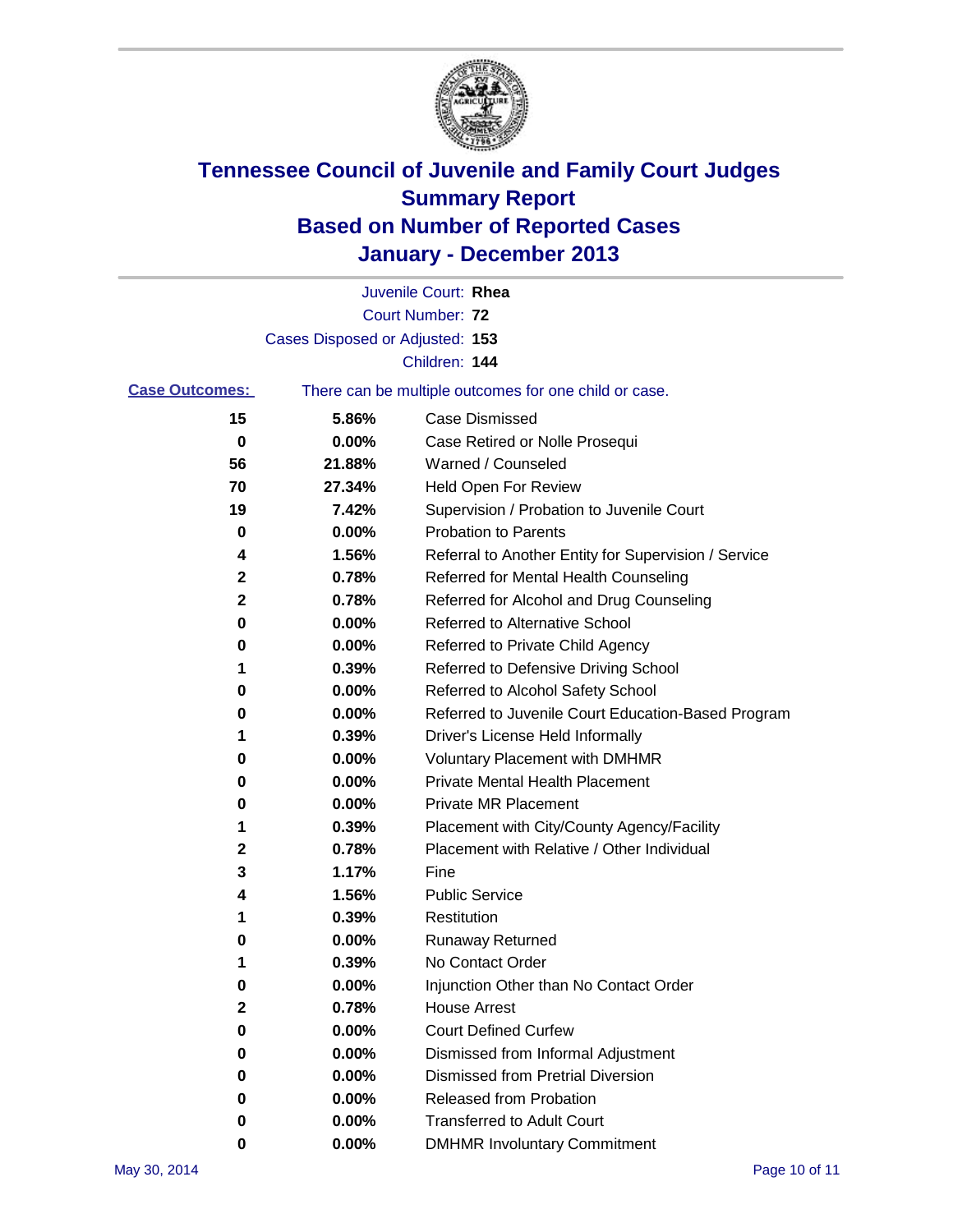# Tennessee Council of Juvenile and Family Court Judges
## Summary Report
## Based on Number of Reported Cases
## January - December 2013

Juvenile Court: **Rhea**

Court Number: **72**

Cases Disposed or Adjusted: **153**

Children: **144**

**Case Outcomes:** There can be multiple outcomes for one child or case.

| | | |
|---|---|---|
| 15 | 5.86% | Case Dismissed |
| 0 | 0.00% | Case Retired or Nolle Prosequi |
| 56 | 21.88% | Warned / Counseled |
| 70 | 27.34% | Held Open For Review |
| 19 | 7.42% | Supervision / Probation to Juvenile Court |
| 0 | 0.00% | Probation to Parents |
| 4 | 1.56% | Referral to Another Entity for Supervision / Service |
| 2 | 0.78% | Referred for Mental Health Counseling |
| 2 | 0.78% | Referred for Alcohol and Drug Counseling |
| 0 | 0.00% | Referred to Alternative School |
| 0 | 0.00% | Referred to Private Child Agency |
| 1 | 0.39% | Referred to Defensive Driving School |
| 0 | 0.00% | Referred to Alcohol Safety School |
| 0 | 0.00% | Referred to Juvenile Court Education-Based Program |
| 1 | 0.39% | Driver's License Held Informally |
| 0 | 0.00% | Voluntary Placement with DMHMR |
| 0 | 0.00% | Private Mental Health Placement |
| 0 | 0.00% | Private MR Placement |
| 1 | 0.39% | Placement with City/County Agency/Facility |
| 2 | 0.78% | Placement with Relative / Other Individual |
| 3 | 1.17% | Fine |
| 4 | 1.56% | Public Service |
| 1 | 0.39% | Restitution |
| 0 | 0.00% | Runaway Returned |
| 1 | 0.39% | No Contact Order |
| 0 | 0.00% | Injunction Other than No Contact Order |
| 2 | 0.78% | House Arrest |
| 0 | 0.00% | Court Defined Curfew |
| 0 | 0.00% | Dismissed from Informal Adjustment |
| 0 | 0.00% | Dismissed from Pretrial Diversion |
| 0 | 0.00% | Released from Probation |
| 0 | 0.00% | Transferred to Adult Court |
| 0 | 0.00% | DMHMR Involuntary Commitment |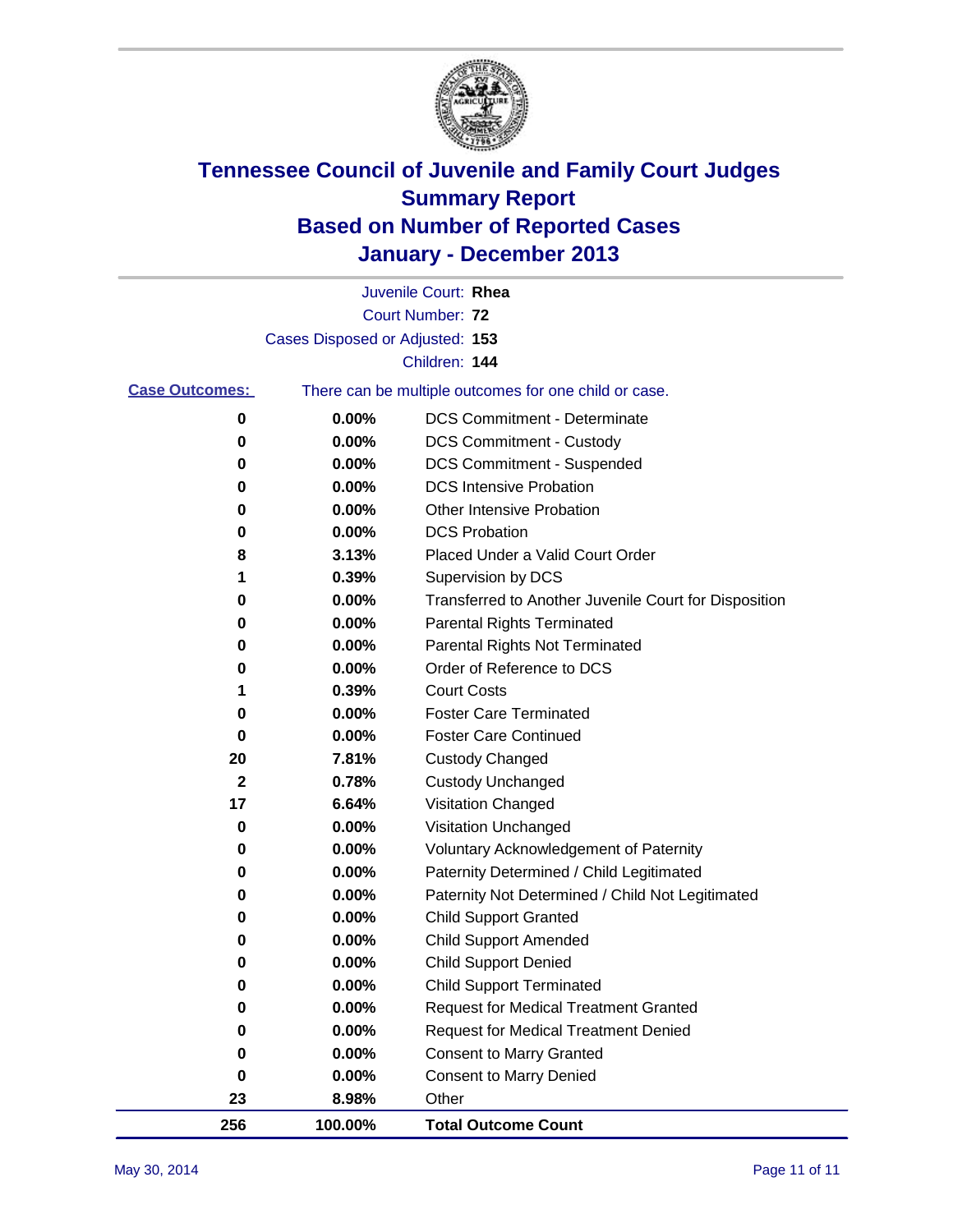# Tennessee Council of Juvenile and Family Court Judges
## Summary Report
## Based on Number of Reported Cases
## January - December 2013

Juvenile Court: **Rhea**

Court Number: **72**

Cases Disposed or Adjusted: **153**

Children: **144**

**Case Outcomes:** There can be multiple outcomes for one child or case.

| | | |
|---|---|---|
| 0 | 0.00% | DCS Commitment - Determinate |
| 0 | 0.00% | DCS Commitment - Custody |
| 0 | 0.00% | DCS Commitment - Suspended |
| 0 | 0.00% | DCS Intensive Probation |
| 0 | 0.00% | Other Intensive Probation |
| 0 | 0.00% | DCS Probation |
| 8 | 3.13% | Placed Under a Valid Court Order |
| 1 | 0.39% | Supervision by DCS |
| 0 | 0.00% | Transferred to Another Juvenile Court for Disposition |
| 0 | 0.00% | Parental Rights Terminated |
| 0 | 0.00% | Parental Rights Not Terminated |
| 0 | 0.00% | Order of Reference to DCS |
| 1 | 0.39% | Court Costs |
| 0 | 0.00% | Foster Care Terminated |
| 0 | 0.00% | Foster Care Continued |
| 20 | 7.81% | Custody Changed |
| 2 | 0.78% | Custody Unchanged |
| 17 | 6.64% | Visitation Changed |
| 0 | 0.00% | Visitation Unchanged |
| 0 | 0.00% | Voluntary Acknowledgement of Paternity |
| 0 | 0.00% | Paternity Determined / Child Legitimated |
| 0 | 0.00% | Paternity Not Determined / Child Not Legitimated |
| 0 | 0.00% | Child Support Granted |
| 0 | 0.00% | Child Support Amended |
| 0 | 0.00% | Child Support Denied |
| 0 | 0.00% | Child Support Terminated |
| 0 | 0.00% | Request for Medical Treatment Granted |
| 0 | 0.00% | Request for Medical Treatment Denied |
| 0 | 0.00% | Consent to Marry Granted |
| 0 | 0.00% | Consent to Marry Denied |
| 23 | 8.98% | Other |
| **256** | **100.00%** | **Total Outcome Count** |